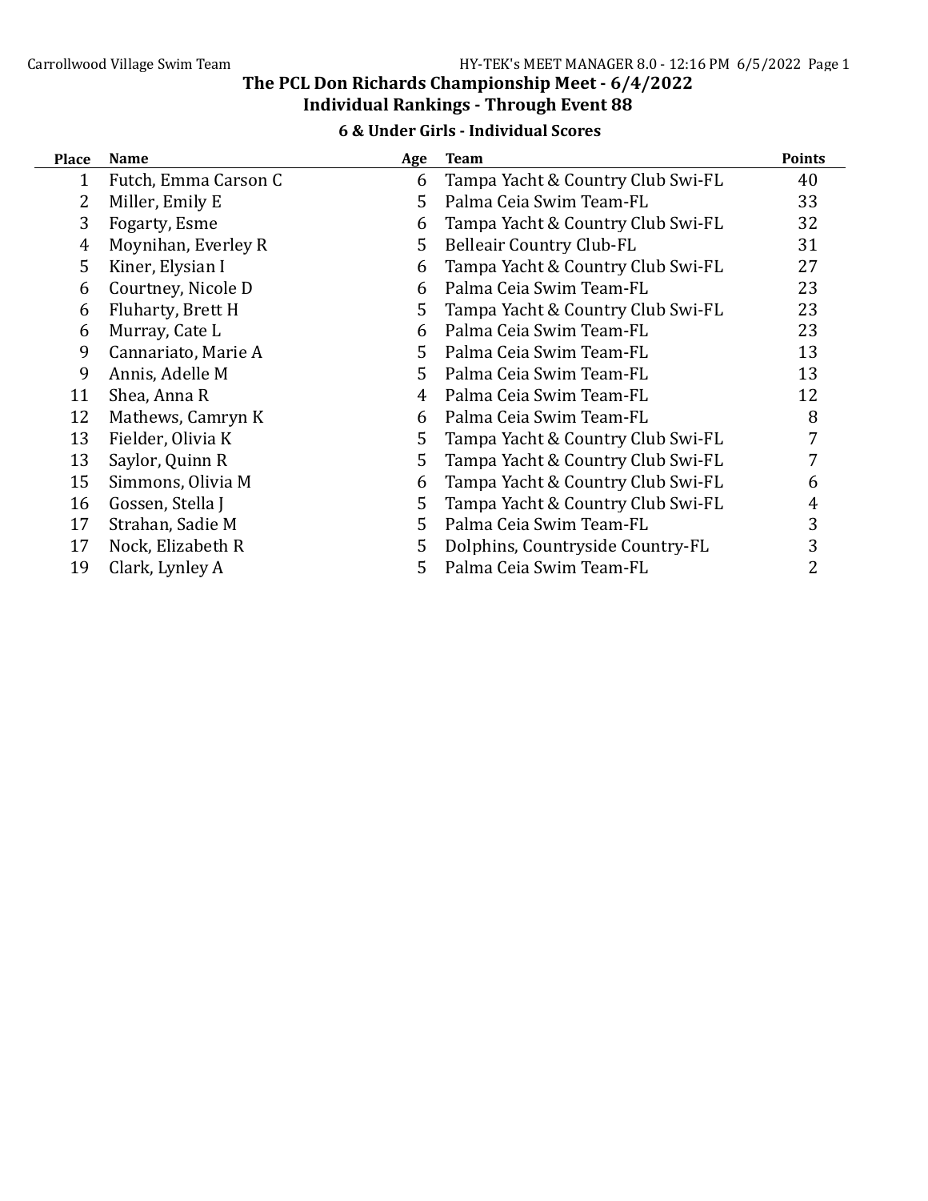# The PCL Don Richards Championship Meet - 6/4/2022

## Individual Rankings - Through Event 88

### 6 & Under Girls - Individual Scores

| Place | Name | Age | Team | Points |
|---|---|---|---|---|
| 1 | Futch, Emma Carson C | 6 | Tampa Yacht & Country Club Swi-FL | 40 |
| 2 | Miller, Emily E | 5 | Palma Ceia Swim Team-FL | 33 |
| 3 | Fogarty, Esme | 6 | Tampa Yacht & Country Club Swi-FL | 32 |
| 4 | Moynihan, Everley R | 5 | Belleair Country Club-FL | 31 |
| 5 | Kiner, Elysian I | 6 | Tampa Yacht & Country Club Swi-FL | 27 |
| 6 | Courtney, Nicole D | 6 | Palma Ceia Swim Team-FL | 23 |
| 6 | Fluharty, Brett H | 5 | Tampa Yacht & Country Club Swi-FL | 23 |
| 6 | Murray, Cate L | 6 | Palma Ceia Swim Team-FL | 23 |
| 9 | Cannariato, Marie A | 5 | Palma Ceia Swim Team-FL | 13 |
| 9 | Annis, Adelle M | 5 | Palma Ceia Swim Team-FL | 13 |
| 11 | Shea, Anna R | 4 | Palma Ceia Swim Team-FL | 12 |
| 12 | Mathews, Camryn K | 6 | Palma Ceia Swim Team-FL | 8 |
| 13 | Fielder, Olivia K | 5 | Tampa Yacht & Country Club Swi-FL | 7 |
| 13 | Saylor, Quinn R | 5 | Tampa Yacht & Country Club Swi-FL | 7 |
| 15 | Simmons, Olivia M | 6 | Tampa Yacht & Country Club Swi-FL | 6 |
| 16 | Gossen, Stella J | 5 | Tampa Yacht & Country Club Swi-FL | 4 |
| 17 | Strahan, Sadie M | 5 | Palma Ceia Swim Team-FL | 3 |
| 17 | Nock, Elizabeth R | 5 | Dolphins, Countryside Country-FL | 3 |
| 19 | Clark, Lynley A | 5 | Palma Ceia Swim Team-FL | 2 |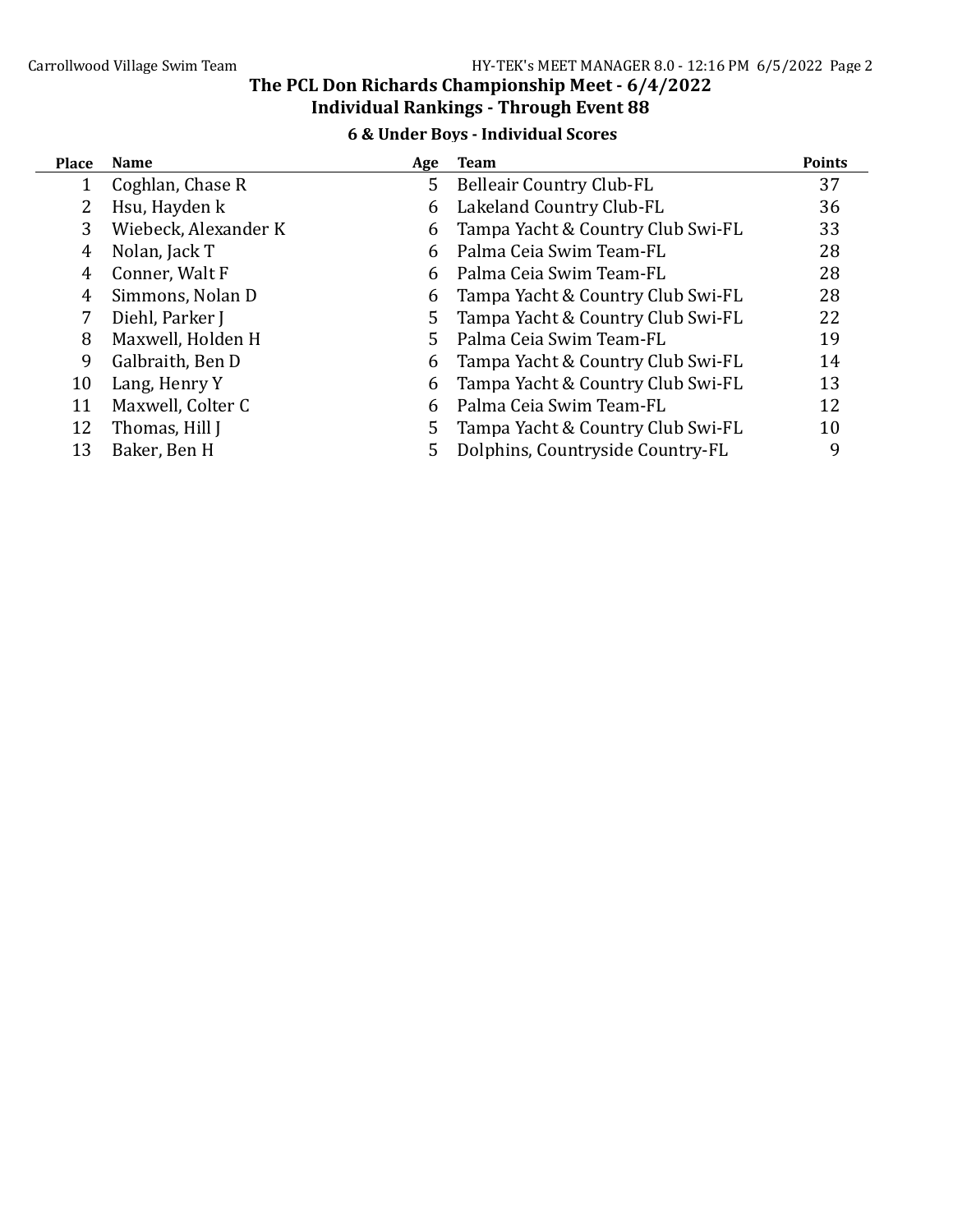# The PCL Don Richards Championship Meet - 6/4/2022

## Individual Rankings - Through Event 88

### 6 & Under Boys - Individual Scores

| Place | Name | Age | Team | Points |
|---|---|---|---|---|
| 1 | Coghlan, Chase R | 5 | Belleair Country Club-FL | 37 |
| 2 | Hsu, Hayden k | 6 | Lakeland Country Club-FL | 36 |
| 3 | Wiebeck, Alexander K | 6 | Tampa Yacht & Country Club Swi-FL | 33 |
| 4 | Nolan, Jack T | 6 | Palma Ceia Swim Team-FL | 28 |
| 4 | Conner, Walt F | 6 | Palma Ceia Swim Team-FL | 28 |
| 4 | Simmons, Nolan D | 6 | Tampa Yacht & Country Club Swi-FL | 28 |
| 7 | Diehl, Parker J | 5 | Tampa Yacht & Country Club Swi-FL | 22 |
| 8 | Maxwell, Holden H | 5 | Palma Ceia Swim Team-FL | 19 |
| 9 | Galbraith, Ben D | 6 | Tampa Yacht & Country Club Swi-FL | 14 |
| 10 | Lang, Henry Y | 6 | Tampa Yacht & Country Club Swi-FL | 13 |
| 11 | Maxwell, Colter C | 6 | Palma Ceia Swim Team-FL | 12 |
| 12 | Thomas, Hill J | 5 | Tampa Yacht & Country Club Swi-FL | 10 |
| 13 | Baker, Ben H | 5 | Dolphins, Countryside Country-FL | 9 |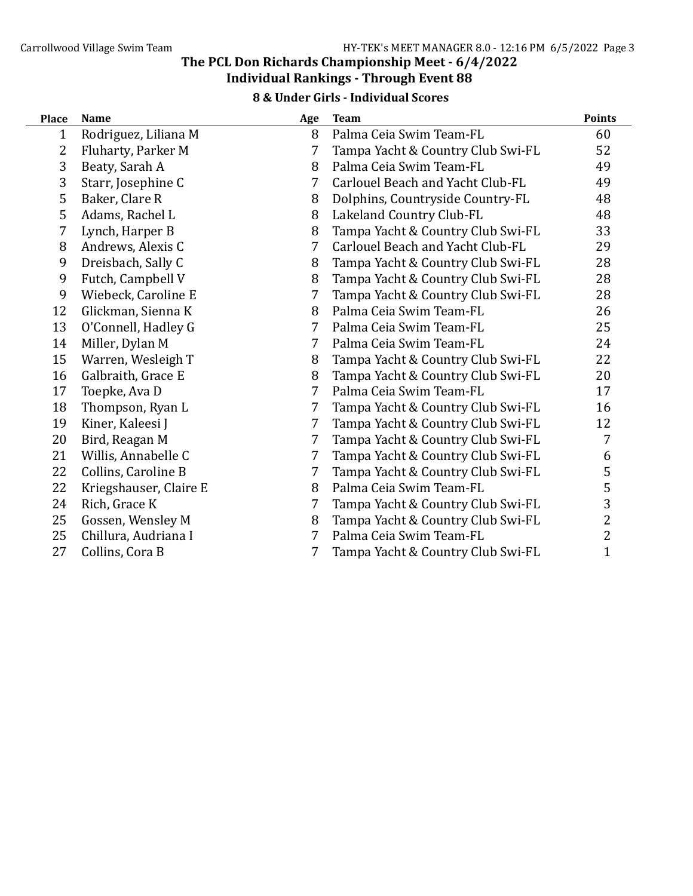# The PCL Don Richards Championship Meet - 6/4/2022

## Individual Rankings - Through Event 88

### 8 & Under Girls - Individual Scores

| Place | Name | Age | Team | Points |
|---|---|---|---|---|
| 1 | Rodriguez, Liliana M | 8 | Palma Ceia Swim Team-FL | 60 |
| 2 | Fluharty, Parker M | 7 | Tampa Yacht & Country Club Swi-FL | 52 |
| 3 | Beaty, Sarah A | 8 | Palma Ceia Swim Team-FL | 49 |
| 3 | Starr, Josephine C | 7 | Carlouel Beach and Yacht Club-FL | 49 |
| 5 | Baker, Clare R | 8 | Dolphins, Countryside Country-FL | 48 |
| 5 | Adams, Rachel L | 8 | Lakeland Country Club-FL | 48 |
| 7 | Lynch, Harper B | 8 | Tampa Yacht & Country Club Swi-FL | 33 |
| 8 | Andrews, Alexis C | 7 | Carlouel Beach and Yacht Club-FL | 29 |
| 9 | Dreisbach, Sally C | 8 | Tampa Yacht & Country Club Swi-FL | 28 |
| 9 | Futch, Campbell V | 8 | Tampa Yacht & Country Club Swi-FL | 28 |
| 9 | Wiebeck, Caroline E | 7 | Tampa Yacht & Country Club Swi-FL | 28 |
| 12 | Glickman, Sienna K | 8 | Palma Ceia Swim Team-FL | 26 |
| 13 | O'Connell, Hadley G | 7 | Palma Ceia Swim Team-FL | 25 |
| 14 | Miller, Dylan M | 7 | Palma Ceia Swim Team-FL | 24 |
| 15 | Warren, Wesleigh T | 8 | Tampa Yacht & Country Club Swi-FL | 22 |
| 16 | Galbraith, Grace E | 8 | Tampa Yacht & Country Club Swi-FL | 20 |
| 17 | Toepke, Ava D | 7 | Palma Ceia Swim Team-FL | 17 |
| 18 | Thompson, Ryan L | 7 | Tampa Yacht & Country Club Swi-FL | 16 |
| 19 | Kiner, Kaleesi J | 7 | Tampa Yacht & Country Club Swi-FL | 12 |
| 20 | Bird, Reagan M | 7 | Tampa Yacht & Country Club Swi-FL | 7 |
| 21 | Willis, Annabelle C | 7 | Tampa Yacht & Country Club Swi-FL | 6 |
| 22 | Collins, Caroline B | 7 | Tampa Yacht & Country Club Swi-FL | 5 |
| 22 | Kriegshauser, Claire E | 8 | Palma Ceia Swim Team-FL | 5 |
| 24 | Rich, Grace K | 7 | Tampa Yacht & Country Club Swi-FL | 3 |
| 25 | Gossen, Wensley M | 8 | Tampa Yacht & Country Club Swi-FL | 2 |
| 25 | Chillura, Audriana I | 7 | Palma Ceia Swim Team-FL | 2 |
| 27 | Collins, Cora B | 7 | Tampa Yacht & Country Club Swi-FL | 1 |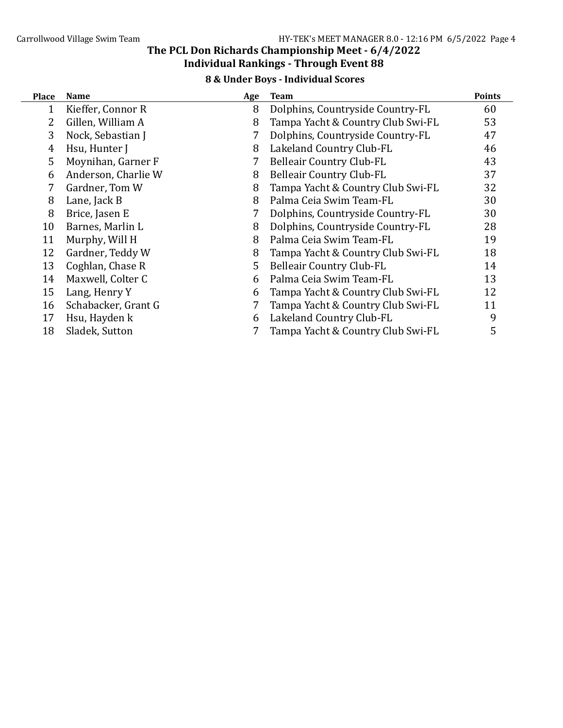# The PCL Don Richards Championship Meet - 6/4/2022

## Individual Rankings - Through Event 88

### 8 & Under Boys - Individual Scores

| Place | Name | Age | Team | Points |
|---|---|---|---|---|
| 1 | Kieffer, Connor R | 8 | Dolphins, Countryside Country-FL | 60 |
| 2 | Gillen, William A | 8 | Tampa Yacht & Country Club Swi-FL | 53 |
| 3 | Nock, Sebastian J | 7 | Dolphins, Countryside Country-FL | 47 |
| 4 | Hsu, Hunter J | 8 | Lakeland Country Club-FL | 46 |
| 5 | Moynihan, Garner F | 7 | Belleair Country Club-FL | 43 |
| 6 | Anderson, Charlie W | 8 | Belleair Country Club-FL | 37 |
| 7 | Gardner, Tom W | 8 | Tampa Yacht & Country Club Swi-FL | 32 |
| 8 | Lane, Jack B | 8 | Palma Ceia Swim Team-FL | 30 |
| 8 | Brice, Jasen E | 7 | Dolphins, Countryside Country-FL | 30 |
| 10 | Barnes, Marlin L | 8 | Dolphins, Countryside Country-FL | 28 |
| 11 | Murphy, Will H | 8 | Palma Ceia Swim Team-FL | 19 |
| 12 | Gardner, Teddy W | 8 | Tampa Yacht & Country Club Swi-FL | 18 |
| 13 | Coghlan, Chase R | 5 | Belleair Country Club-FL | 14 |
| 14 | Maxwell, Colter C | 6 | Palma Ceia Swim Team-FL | 13 |
| 15 | Lang, Henry Y | 6 | Tampa Yacht & Country Club Swi-FL | 12 |
| 16 | Schabacker, Grant G | 7 | Tampa Yacht & Country Club Swi-FL | 11 |
| 17 | Hsu, Hayden k | 6 | Lakeland Country Club-FL | 9 |
| 18 | Sladek, Sutton | 7 | Tampa Yacht & Country Club Swi-FL | 5 |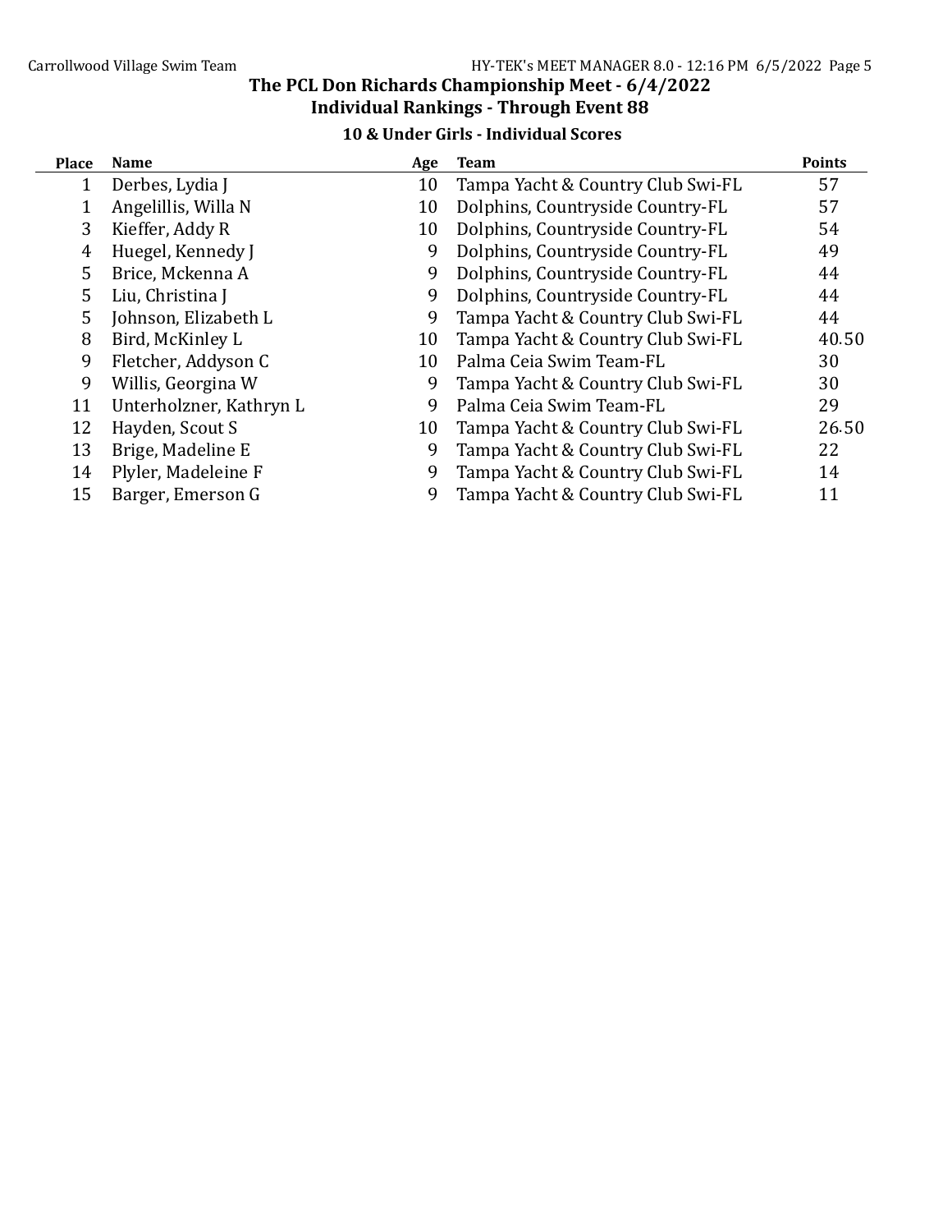# The PCL Don Richards Championship Meet - 6/4/2022

## Individual Rankings - Through Event 88

### 10 & Under Girls - Individual Scores

| Place | Name | Age | Team | Points |
|---|---|---|---|---|
| 1 | Derbes, Lydia J | 10 | Tampa Yacht & Country Club Swi-FL | 57 |
| 1 | Angelillis, Willa N | 10 | Dolphins, Countryside Country-FL | 57 |
| 3 | Kieffer, Addy R | 10 | Dolphins, Countryside Country-FL | 54 |
| 4 | Huegel, Kennedy J | 9 | Dolphins, Countryside Country-FL | 49 |
| 5 | Brice, Mckenna A | 9 | Dolphins, Countryside Country-FL | 44 |
| 5 | Liu, Christina J | 9 | Dolphins, Countryside Country-FL | 44 |
| 5 | Johnson, Elizabeth L | 9 | Tampa Yacht & Country Club Swi-FL | 44 |
| 8 | Bird, McKinley L | 10 | Tampa Yacht & Country Club Swi-FL | 40.50 |
| 9 | Fletcher, Addyson C | 10 | Palma Ceia Swim Team-FL | 30 |
| 9 | Willis, Georgina W | 9 | Tampa Yacht & Country Club Swi-FL | 30 |
| 11 | Unterholzner, Kathryn L | 9 | Palma Ceia Swim Team-FL | 29 |
| 12 | Hayden, Scout S | 10 | Tampa Yacht & Country Club Swi-FL | 26.50 |
| 13 | Brige, Madeline E | 9 | Tampa Yacht & Country Club Swi-FL | 22 |
| 14 | Plyler, Madeleine F | 9 | Tampa Yacht & Country Club Swi-FL | 14 |
| 15 | Barger, Emerson G | 9 | Tampa Yacht & Country Club Swi-FL | 11 |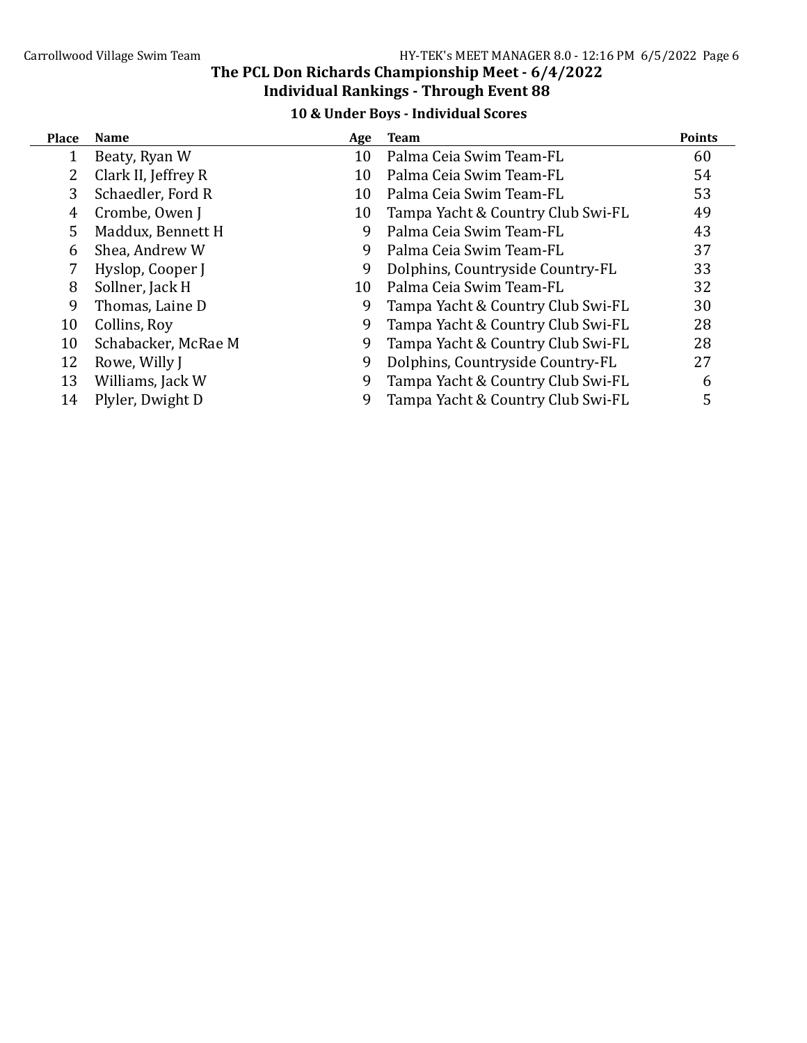# The PCL Don Richards Championship Meet - 6/4/2022

## Individual Rankings - Through Event 88

### 10 & Under Boys - Individual Scores

| Place | Name | Age | Team | Points |
|---|---|---|---|---|
| 1 | Beaty, Ryan W | 10 | Palma Ceia Swim Team-FL | 60 |
| 2 | Clark II, Jeffrey R | 10 | Palma Ceia Swim Team-FL | 54 |
| 3 | Schaedler, Ford R | 10 | Palma Ceia Swim Team-FL | 53 |
| 4 | Crombe, Owen J | 10 | Tampa Yacht & Country Club Swi-FL | 49 |
| 5 | Maddux, Bennett H | 9 | Palma Ceia Swim Team-FL | 43 |
| 6 | Shea, Andrew W | 9 | Palma Ceia Swim Team-FL | 37 |
| 7 | Hyslop, Cooper J | 9 | Dolphins, Countryside Country-FL | 33 |
| 8 | Sollner, Jack H | 10 | Palma Ceia Swim Team-FL | 32 |
| 9 | Thomas, Laine D | 9 | Tampa Yacht & Country Club Swi-FL | 30 |
| 10 | Collins, Roy | 9 | Tampa Yacht & Country Club Swi-FL | 28 |
| 10 | Schabacker, McRae M | 9 | Tampa Yacht & Country Club Swi-FL | 28 |
| 12 | Rowe, Willy J | 9 | Dolphins, Countryside Country-FL | 27 |
| 13 | Williams, Jack W | 9 | Tampa Yacht & Country Club Swi-FL | 6 |
| 14 | Plyler, Dwight D | 9 | Tampa Yacht & Country Club Swi-FL | 5 |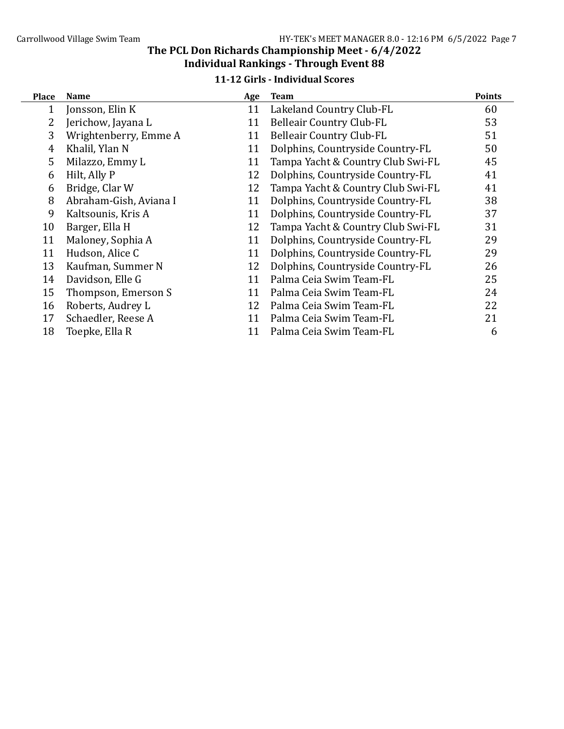## The PCL Don Richards Championship Meet - 6/4/2022

### Individual Rankings - Through Event 88

#### 11-12 Girls - Individual Scores

| Place | Name | Age | Team | Points |
|---|---|---|---|---|
| 1 | Jonsson, Elin K | 11 | Lakeland Country Club-FL | 60 |
| 2 | Jerichow, Jayana L | 11 | Belleair Country Club-FL | 53 |
| 3 | Wrightenberry, Emme A | 11 | Belleair Country Club-FL | 51 |
| 4 | Khalil, Ylan N | 11 | Dolphins, Countryside Country-FL | 50 |
| 5 | Milazzo, Emmy L | 11 | Tampa Yacht & Country Club Swi-FL | 45 |
| 6 | Hilt, Ally P | 12 | Dolphins, Countryside Country-FL | 41 |
| 6 | Bridge, Clar W | 12 | Tampa Yacht & Country Club Swi-FL | 41 |
| 8 | Abraham-Gish, Aviana I | 11 | Dolphins, Countryside Country-FL | 38 |
| 9 | Kaltsounis, Kris A | 11 | Dolphins, Countryside Country-FL | 37 |
| 10 | Barger, Ella H | 12 | Tampa Yacht & Country Club Swi-FL | 31 |
| 11 | Maloney, Sophia A | 11 | Dolphins, Countryside Country-FL | 29 |
| 11 | Hudson, Alice C | 11 | Dolphins, Countryside Country-FL | 29 |
| 13 | Kaufman, Summer N | 12 | Dolphins, Countryside Country-FL | 26 |
| 14 | Davidson, Elle G | 11 | Palma Ceia Swim Team-FL | 25 |
| 15 | Thompson, Emerson S | 11 | Palma Ceia Swim Team-FL | 24 |
| 16 | Roberts, Audrey L | 12 | Palma Ceia Swim Team-FL | 22 |
| 17 | Schaedler, Reese A | 11 | Palma Ceia Swim Team-FL | 21 |
| 18 | Toepke, Ella R | 11 | Palma Ceia Swim Team-FL | 6 |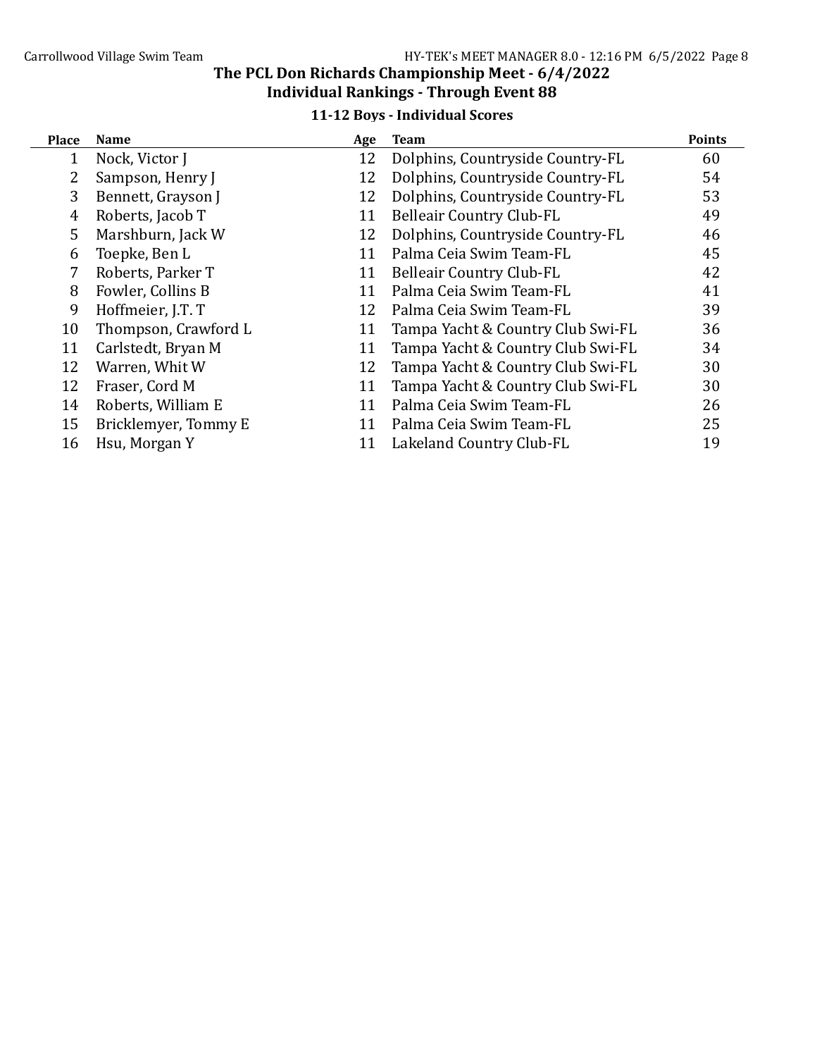## The PCL Don Richards Championship Meet - 6/4/2022

### Individual Rankings - Through Event 88

#### 11-12 Boys - Individual Scores

| Place | Name | Age | Team | Points |
|---|---|---|---|---|
| 1 | Nock, Victor J | 12 | Dolphins, Countryside Country-FL | 60 |
| 2 | Sampson, Henry J | 12 | Dolphins, Countryside Country-FL | 54 |
| 3 | Bennett, Grayson J | 12 | Dolphins, Countryside Country-FL | 53 |
| 4 | Roberts, Jacob T | 11 | Belleair Country Club-FL | 49 |
| 5 | Marshburn, Jack W | 12 | Dolphins, Countryside Country-FL | 46 |
| 6 | Toepke, Ben L | 11 | Palma Ceia Swim Team-FL | 45 |
| 7 | Roberts, Parker T | 11 | Belleair Country Club-FL | 42 |
| 8 | Fowler, Collins B | 11 | Palma Ceia Swim Team-FL | 41 |
| 9 | Hoffmeier, J.T. T | 12 | Palma Ceia Swim Team-FL | 39 |
| 10 | Thompson, Crawford L | 11 | Tampa Yacht & Country Club Swi-FL | 36 |
| 11 | Carlstedt, Bryan M | 11 | Tampa Yacht & Country Club Swi-FL | 34 |
| 12 | Warren, Whit W | 12 | Tampa Yacht & Country Club Swi-FL | 30 |
| 12 | Fraser, Cord M | 11 | Tampa Yacht & Country Club Swi-FL | 30 |
| 14 | Roberts, William E | 11 | Palma Ceia Swim Team-FL | 26 |
| 15 | Bricklemyer, Tommy E | 11 | Palma Ceia Swim Team-FL | 25 |
| 16 | Hsu, Morgan Y | 11 | Lakeland Country Club-FL | 19 |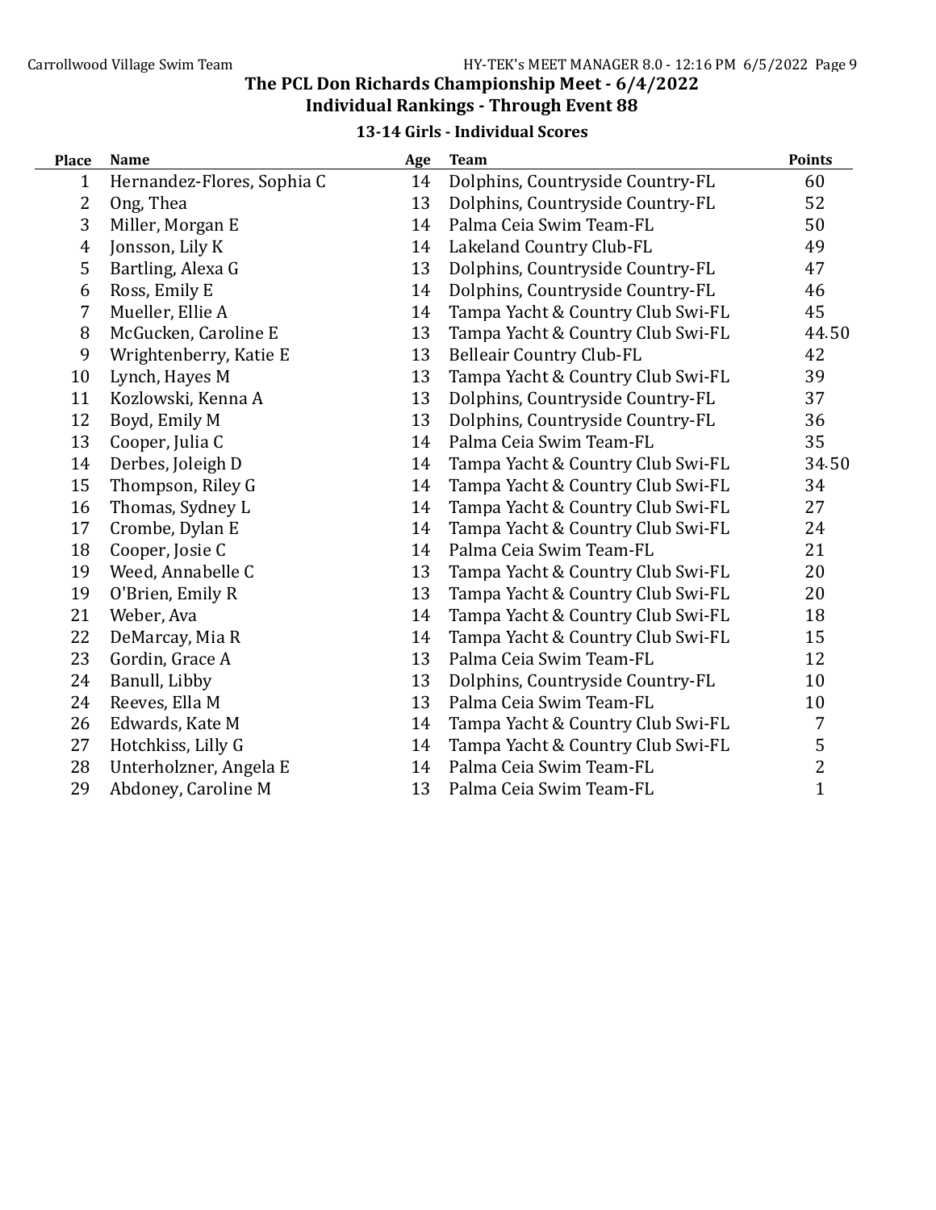## The PCL Don Richards Championship Meet - 6/4/2022

## Individual Rankings - Through Event 88

### 13-14 Girls - Individual Scores

| Place | Name | Age | Team | Points |
|---|---|---|---|---|
| 1 | Hernandez-Flores, Sophia C | 14 | Dolphins, Countryside Country-FL | 60 |
| 2 | Ong, Thea | 13 | Dolphins, Countryside Country-FL | 52 |
| 3 | Miller, Morgan E | 14 | Palma Ceia Swim Team-FL | 50 |
| 4 | Jonsson, Lily K | 14 | Lakeland Country Club-FL | 49 |
| 5 | Bartling, Alexa G | 13 | Dolphins, Countryside Country-FL | 47 |
| 6 | Ross, Emily E | 14 | Dolphins, Countryside Country-FL | 46 |
| 7 | Mueller, Ellie A | 14 | Tampa Yacht & Country Club Swi-FL | 45 |
| 8 | McGucken, Caroline E | 13 | Tampa Yacht & Country Club Swi-FL | 44.50 |
| 9 | Wrightenberry, Katie E | 13 | Belleair Country Club-FL | 42 |
| 10 | Lynch, Hayes M | 13 | Tampa Yacht & Country Club Swi-FL | 39 |
| 11 | Kozlowski, Kenna A | 13 | Dolphins, Countryside Country-FL | 37 |
| 12 | Boyd, Emily M | 13 | Dolphins, Countryside Country-FL | 36 |
| 13 | Cooper, Julia C | 14 | Palma Ceia Swim Team-FL | 35 |
| 14 | Derbes, Joleigh D | 14 | Tampa Yacht & Country Club Swi-FL | 34.50 |
| 15 | Thompson, Riley G | 14 | Tampa Yacht & Country Club Swi-FL | 34 |
| 16 | Thomas, Sydney L | 14 | Tampa Yacht & Country Club Swi-FL | 27 |
| 17 | Crombe, Dylan E | 14 | Tampa Yacht & Country Club Swi-FL | 24 |
| 18 | Cooper, Josie C | 14 | Palma Ceia Swim Team-FL | 21 |
| 19 | Weed, Annabelle C | 13 | Tampa Yacht & Country Club Swi-FL | 20 |
| 19 | O'Brien, Emily R | 13 | Tampa Yacht & Country Club Swi-FL | 20 |
| 21 | Weber, Ava | 14 | Tampa Yacht & Country Club Swi-FL | 18 |
| 22 | DeMarcay, Mia R | 14 | Tampa Yacht & Country Club Swi-FL | 15 |
| 23 | Gordin, Grace A | 13 | Palma Ceia Swim Team-FL | 12 |
| 24 | Banull, Libby | 13 | Dolphins, Countryside Country-FL | 10 |
| 24 | Reeves, Ella M | 13 | Palma Ceia Swim Team-FL | 10 |
| 26 | Edwards, Kate M | 14 | Tampa Yacht & Country Club Swi-FL | 7 |
| 27 | Hotchkiss, Lilly G | 14 | Tampa Yacht & Country Club Swi-FL | 5 |
| 28 | Unterholzner, Angela E | 14 | Palma Ceia Swim Team-FL | 2 |
| 29 | Abdoney, Caroline M | 13 | Palma Ceia Swim Team-FL | 1 |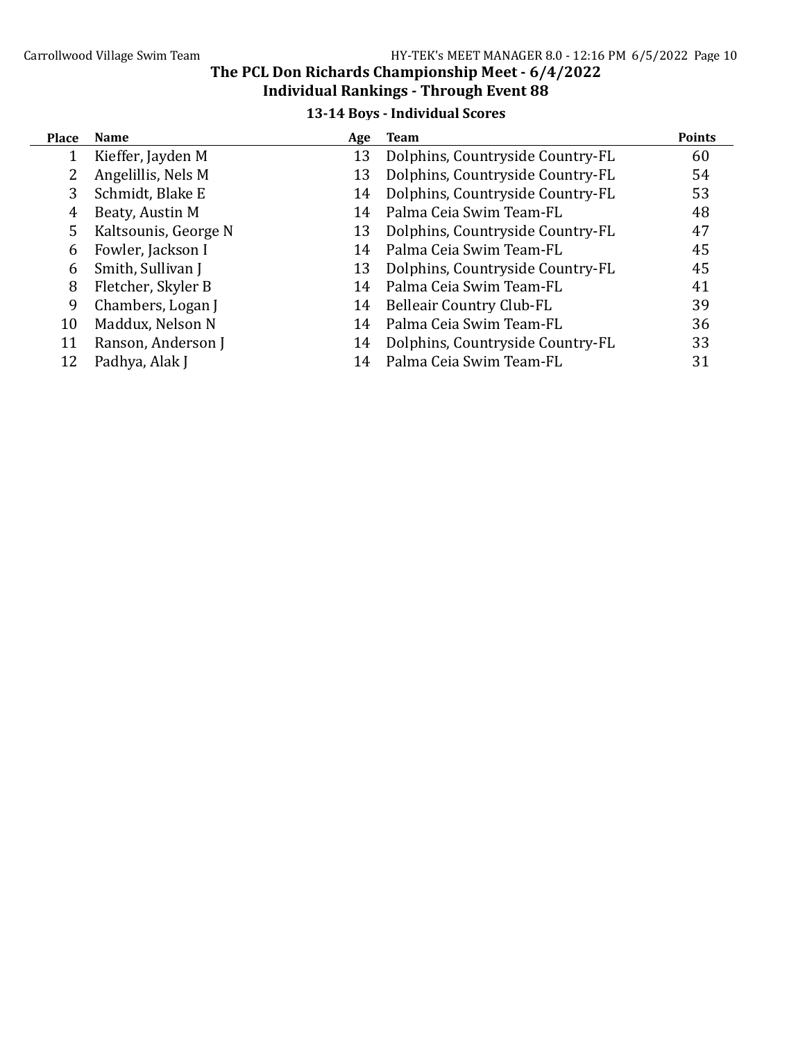# The PCL Don Richards Championship Meet - 6/4/2022

## Individual Rankings - Through Event 88

### 13-14 Boys - Individual Scores

| Place | Name | Age | Team | Points |
|---|---|---|---|---|
| 1 | Kieffer, Jayden M | 13 | Dolphins, Countryside Country-FL | 60 |
| 2 | Angelillis, Nels M | 13 | Dolphins, Countryside Country-FL | 54 |
| 3 | Schmidt, Blake E | 14 | Dolphins, Countryside Country-FL | 53 |
| 4 | Beaty, Austin M | 14 | Palma Ceia Swim Team-FL | 48 |
| 5 | Kaltsounis, George N | 13 | Dolphins, Countryside Country-FL | 47 |
| 6 | Fowler, Jackson I | 14 | Palma Ceia Swim Team-FL | 45 |
| 6 | Smith, Sullivan J | 13 | Dolphins, Countryside Country-FL | 45 |
| 8 | Fletcher, Skyler B | 14 | Palma Ceia Swim Team-FL | 41 |
| 9 | Chambers, Logan J | 14 | Belleair Country Club-FL | 39 |
| 10 | Maddux, Nelson N | 14 | Palma Ceia Swim Team-FL | 36 |
| 11 | Ranson, Anderson J | 14 | Dolphins, Countryside Country-FL | 33 |
| 12 | Padhya, Alak J | 14 | Palma Ceia Swim Team-FL | 31 |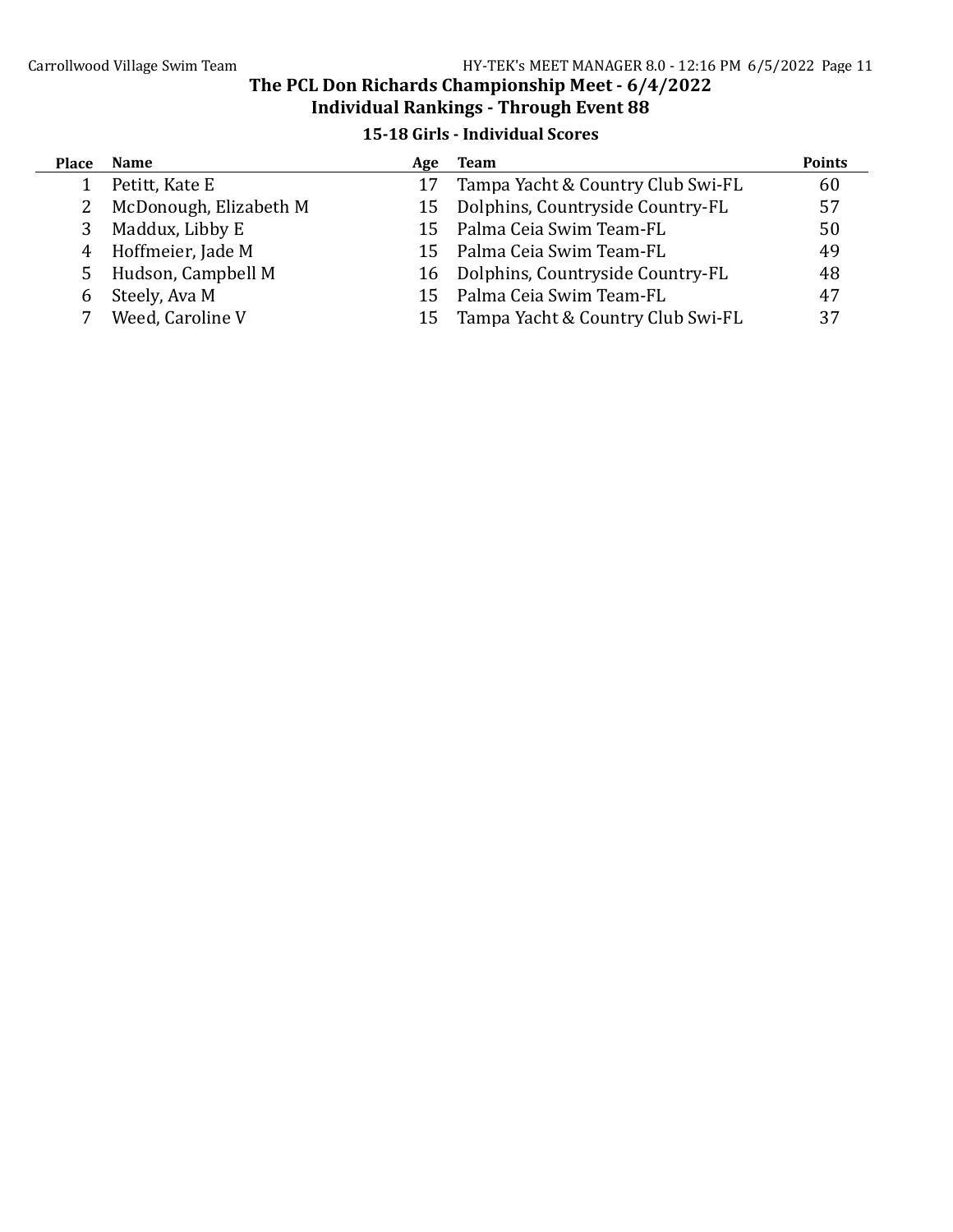# The PCL Don Richards Championship Meet - 6/4/2022

## Individual Rankings - Through Event 88

### 15-18 Girls - Individual Scores

| Place | Name | Age | Team | Points |
|---|---|---|---|---|
| 1 | Petitt, Kate E | 17 | Tampa Yacht & Country Club Swi-FL | 60 |
| 2 | McDonough, Elizabeth M | 15 | Dolphins, Countryside Country-FL | 57 |
| 3 | Maddux, Libby E | 15 | Palma Ceia Swim Team-FL | 50 |
| 4 | Hoffmeier, Jade M | 15 | Palma Ceia Swim Team-FL | 49 |
| 5 | Hudson, Campbell M | 16 | Dolphins, Countryside Country-FL | 48 |
| 6 | Steely, Ava M | 15 | Palma Ceia Swim Team-FL | 47 |
| 7 | Weed, Caroline V | 15 | Tampa Yacht & Country Club Swi-FL | 37 |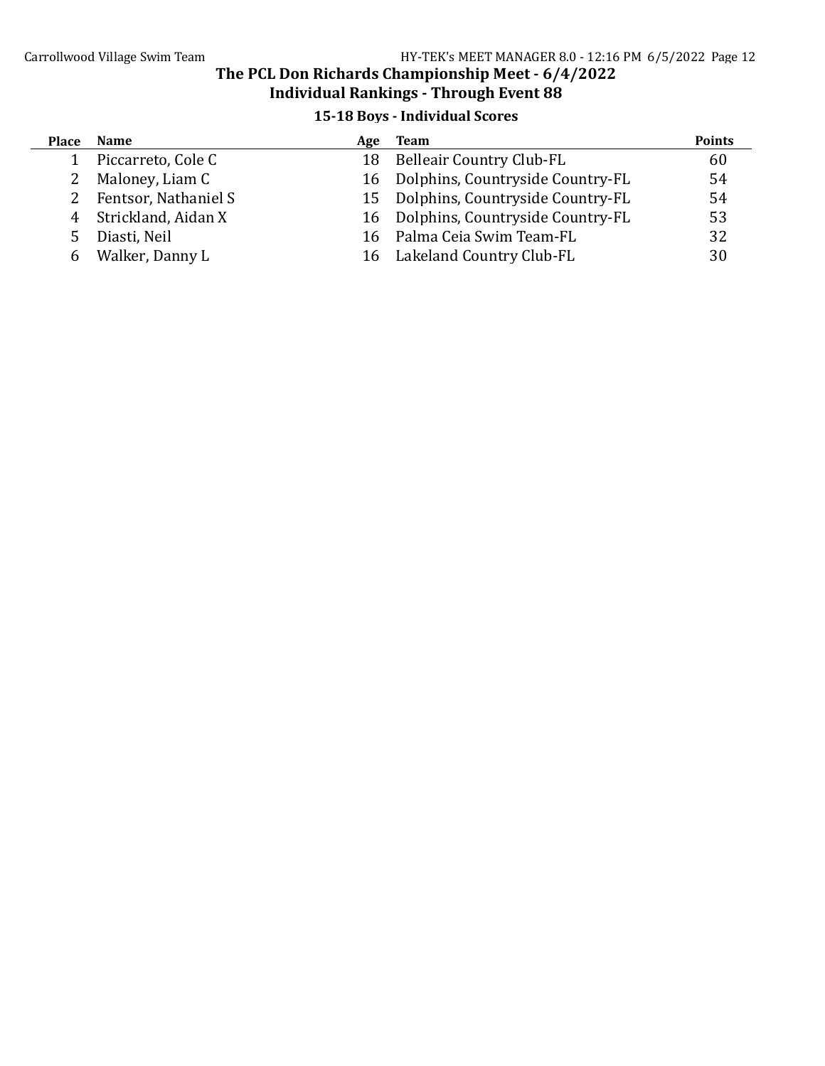# The PCL Don Richards Championship Meet - 6/4/2022

## Individual Rankings - Through Event 88

### 15-18 Boys - Individual Scores

| Place | Name | Age | Team | Points |
|---|---|---|---|---|
| 1 | Piccarreto, Cole C | 18 | Belleair Country Club-FL | 60 |
| 2 | Maloney, Liam C | 16 | Dolphins, Countryside Country-FL | 54 |
| 2 | Fentsor, Nathaniel S | 15 | Dolphins, Countryside Country-FL | 54 |
| 4 | Strickland, Aidan X | 16 | Dolphins, Countryside Country-FL | 53 |
| 5 | Diasti, Neil | 16 | Palma Ceia Swim Team-FL | 32 |
| 6 | Walker, Danny L | 16 | Lakeland Country Club-FL | 30 |